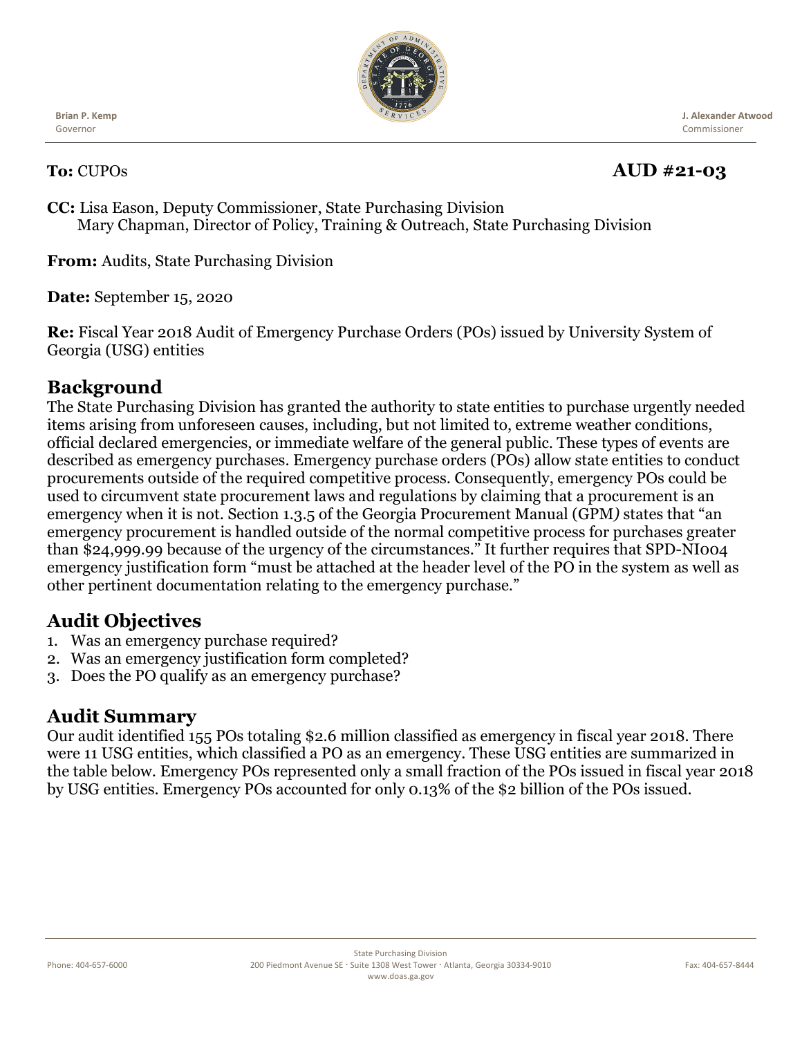**Brian P. Kemp**
Governor

**J. Alexander Atwood**
Commissioner

**To:** CUPOs **AUD #21-03**

**CC:** Lisa Eason, Deputy Commissioner, State Purchasing Division
Mary Chapman, Director of Policy, Training & Outreach, State Purchasing Division

**From:** Audits, State Purchasing Division

**Date:** September 15, 2020

**Re:** Fiscal Year 2018 Audit of Emergency Purchase Orders (POs) issued by University System of Georgia (USG) entities

## Background

The State Purchasing Division has granted the authority to state entities to purchase urgently needed items arising from unforeseen causes, including, but not limited to, extreme weather conditions, official declared emergencies, or immediate welfare of the general public. These types of events are described as emergency purchases. Emergency purchase orders (POs) allow state entities to conduct procurements outside of the required competitive process. Consequently, emergency POs could be used to circumvent state procurement laws and regulations by claiming that a procurement is an emergency when it is not. Section 1.3.5 of the Georgia Procurement Manual (GPM*)* states that "an emergency procurement is handled outside of the normal competitive process for purchases greater than $24,999.99 because of the urgency of the circumstances." It further requires that SPD-NI004 emergency justification form "must be attached at the header level of the PO in the system as well as other pertinent documentation relating to the emergency purchase."

## Audit Objectives

1. Was an emergency purchase required?
2. Was an emergency justification form completed?
3. Does the PO qualify as an emergency purchase?

## Audit Summary

Our audit identified 155 POs totaling $2.6 million classified as emergency in fiscal year 2018. There were 11 USG entities, which classified a PO as an emergency. These USG entities are summarized in the table below. Emergency POs represented only a small fraction of the POs issued in fiscal year 2018 by USG entities. Emergency POs accounted for only 0.13% of the $2 billion of the POs issued.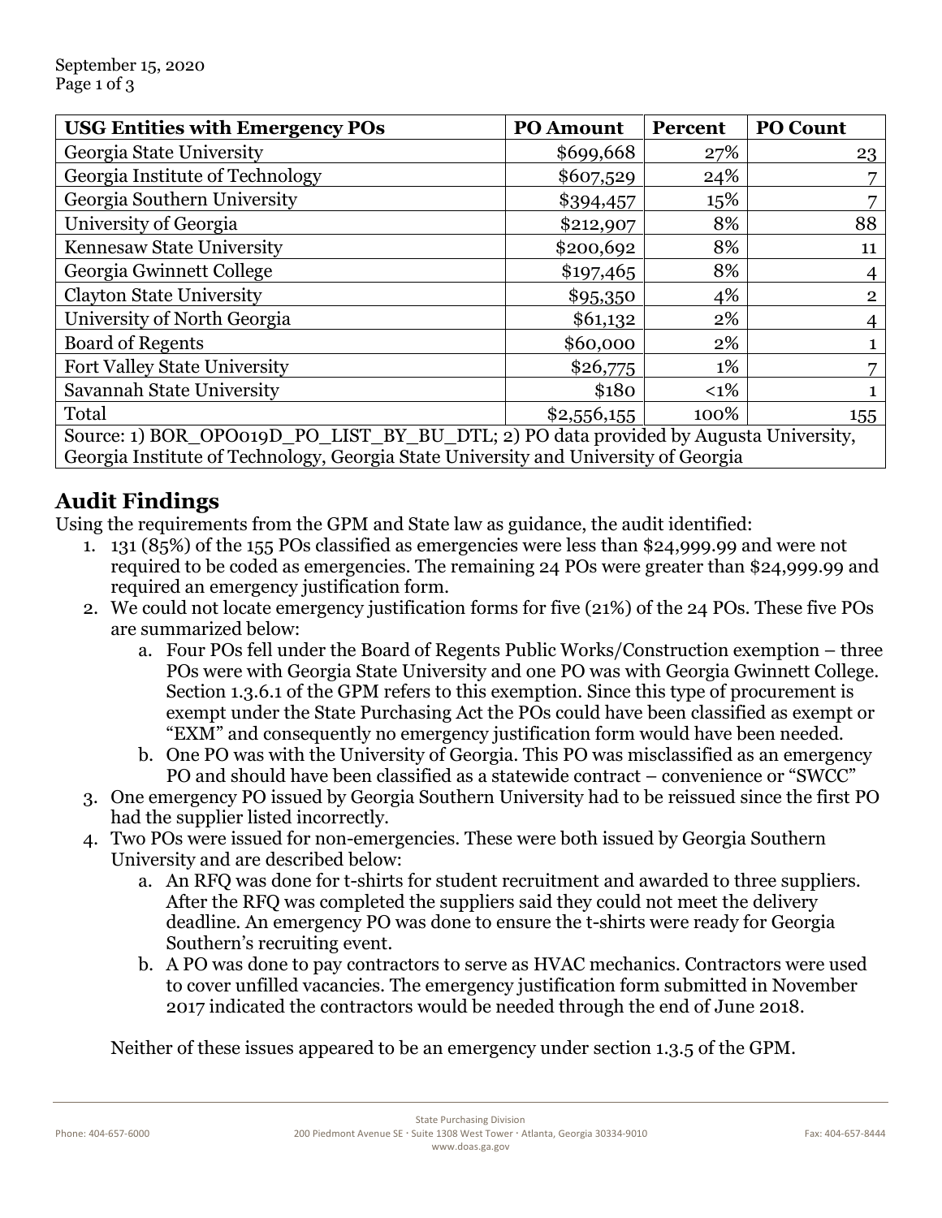| USG Entities with Emergency POs | PO Amount | Percent | PO Count |
|---|---|---|---|
| Georgia State University | $699,668 | 27% | 23 |
| Georgia Institute of Technology | $607,529 | 24% | 7 |
| Georgia Southern University | $394,457 | 15% | 7 |
| University of Georgia | $212,907 | 8% | 88 |
| Kennesaw State University | $200,692 | 8% | 11 |
| Georgia Gwinnett College | $197,465 | 8% | 4 |
| Clayton State University | $95,350 | 4% | 2 |
| University of North Georgia | $61,132 | 2% | 4 |
| Board of Regents | $60,000 | 2% | 1 |
| Fort Valley State University | $26,775 | 1% | 7 |
| Savannah State University | $180 | <1% | 1 |
| Total | $2,556,155 | 100% | 155 |
| Source: 1) BOR_OPO019D_PO_LIST_BY_BU_DTL; 2) PO data provided by Augusta University, Georgia Institute of Technology, Georgia State University and University of Georgia | | | |

## Audit Findings

Using the requirements from the GPM and State law as guidance, the audit identified:

1. 131 (85%) of the 155 POs classified as emergencies were less than $24,999.99 and were not required to be coded as emergencies. The remaining 24 POs were greater than $24,999.99 and required an emergency justification form.
2. We could not locate emergency justification forms for five (21%) of the 24 POs. These five POs are summarized below:
   a. Four POs fell under the Board of Regents Public Works/Construction exemption – three POs were with Georgia State University and one PO was with Georgia Gwinnett College. Section 1.3.6.1 of the GPM refers to this exemption. Since this type of procurement is exempt under the State Purchasing Act the POs could have been classified as exempt or "EXM" and consequently no emergency justification form would have been needed.
   b. One PO was with the University of Georgia. This PO was misclassified as an emergency PO and should have been classified as a statewide contract – convenience or "SWCC"
3. One emergency PO issued by Georgia Southern University had to be reissued since the first PO had the supplier listed incorrectly.
4. Two POs were issued for non-emergencies. These were both issued by Georgia Southern University and are described below:
   a. An RFQ was done for t-shirts for student recruitment and awarded to three suppliers. After the RFQ was completed the suppliers said they could not meet the delivery deadline. An emergency PO was done to ensure the t-shirts were ready for Georgia Southern's recruiting event.
   b. A PO was done to pay contractors to serve as HVAC mechanics. Contractors were used to cover unfilled vacancies. The emergency justification form submitted in November 2017 indicated the contractors would be needed through the end of June 2018.

   Neither of these issues appeared to be an emergency under section 1.3.5 of the GPM.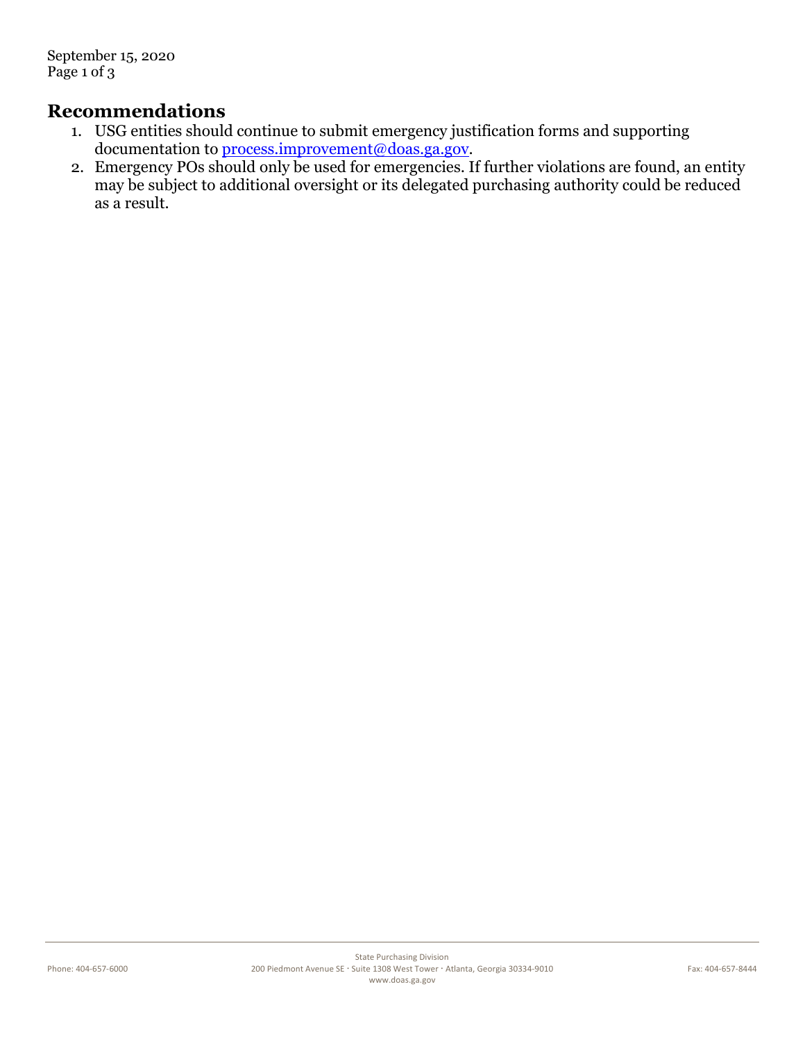## Recommendations

1. USG entities should continue to submit emergency justification forms and supporting documentation to process.improvement@doas.ga.gov.
2. Emergency POs should only be used for emergencies. If further violations are found, an entity may be subject to additional oversight or its delegated purchasing authority could be reduced as a result.